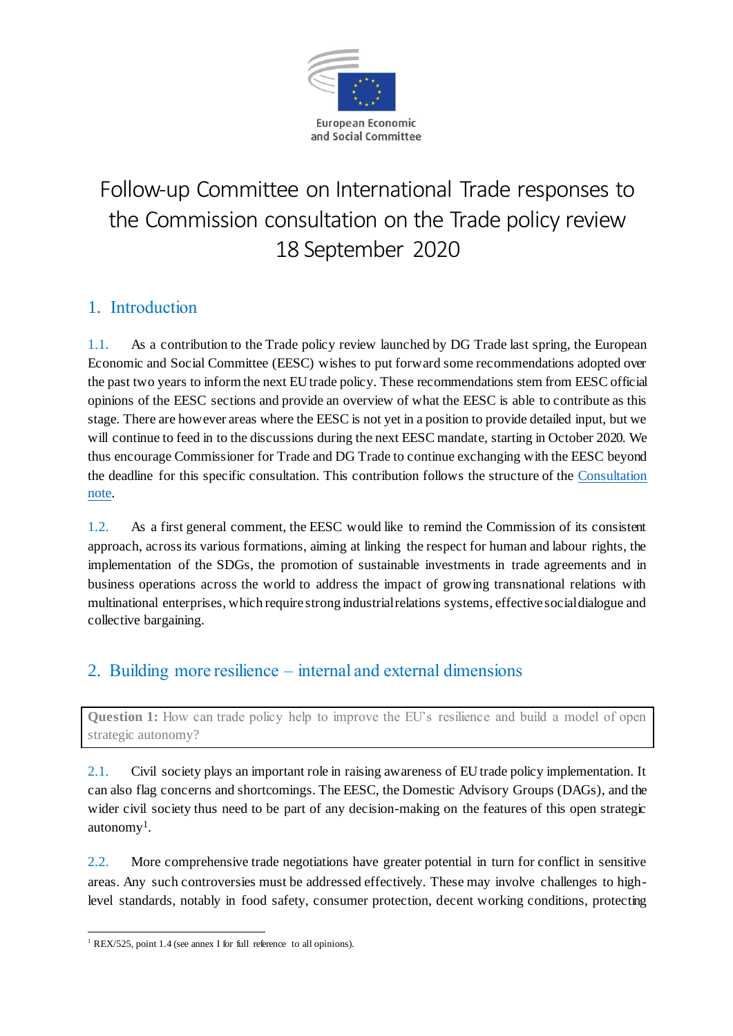European Economic and Social Committee

# Follow-up Committee on International Trade responses to the Commission consultation on the Trade policy review 18 September 2020

## 1. Introduction

1.1. As a contribution to the Trade policy review launched by DG Trade last spring, the European Economic and Social Committee (EESC) wishes to put forward some recommendations adopted over the past two years to inform the next EU trade policy. These recommendations stem from EESC official opinions of the EESC sections and provide an overview of what the EESC is able to contribute as this stage. There are however areas where the EESC is not yet in a position to provide detailed input, but we will continue to feed in to the discussions during the next EESC mandate, starting in October 2020. We thus encourage Commissioner for Trade and DG Trade to continue exchanging with the EESC beyond the deadline for this specific consultation. This contribution follows the structure of the [Consultation note](Consultation note).

1.2. As a first general comment, the EESC would like to remind the Commission of its consistent approach, across its various formations, aiming at linking the respect for human and labour rights, the implementation of the SDGs, the promotion of sustainable investments in trade agreements and in business operations across the world to address the impact of growing transnational relations with multinational enterprises, which require strong industrial relations systems, effective social dialogue and collective bargaining.

## 2. Building more resilience – internal and external dimensions

> **Question 1:** How can trade policy help to improve the EU's resilience and build a model of open strategic autonomy?

2.1. Civil society plays an important role in raising awareness of EU trade policy implementation. It can also flag concerns and shortcomings. The EESC, the Domestic Advisory Groups (DAGs), and the wider civil society thus need to be part of any decision-making on the features of this open strategic autonomy[1].

2.2. More comprehensive trade negotiations have greater potential in turn for conflict in sensitive areas. Any such controversies must be addressed effectively. These may involve challenges to high-level standards, notably in food safety, consumer protection, decent working conditions, protecting

---

[1] REX/525, point 1.4 (see annex I for full reference to all opinions).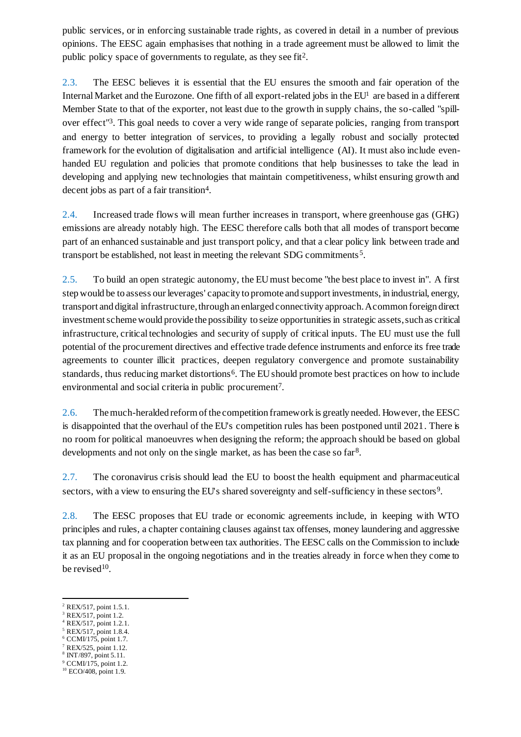public services, or in enforcing sustainable trade rights, as covered in detail in a number of previous opinions. The EESC again emphasises that nothing in a trade agreement must be allowed to limit the public policy space of governments to regulate, as they see fit[2].

2.3. The EESC believes it is essential that the EU ensures the smooth and fair operation of the Internal Market and the Eurozone. One fifth of all export-related jobs in the EU[1] are based in a different Member State to that of the exporter, not least due to the growth in supply chains, the so-called "spill-over effect"[3]. This goal needs to cover a very wide range of separate policies, ranging from transport and energy to better integration of services, to providing a legally robust and socially protected framework for the evolution of digitalisation and artificial intelligence (AI). It must also include even-handed EU regulation and policies that promote conditions that help businesses to take the lead in developing and applying new technologies that maintain competitiveness, whilst ensuring growth and decent jobs as part of a fair transition[4].

2.4. Increased trade flows will mean further increases in transport, where greenhouse gas (GHG) emissions are already notably high. The EESC therefore calls both that all modes of transport become part of an enhanced sustainable and just transport policy, and that a clear policy link between trade and transport be established, not least in meeting the relevant SDG commitments[5].

2.5. To build an open strategic autonomy, the EU must become "the best place to invest in". A first step would be to assess our leverages' capacity to promote and support investments, in industrial, energy, transport and digital infrastructure, through an enlarged connectivity approach. A common foreign direct investment scheme would provide the possibility to seize opportunities in strategic assets, such as critical infrastructure, critical technologies and security of supply of critical inputs. The EU must use the full potential of the procurement directives and effective trade defence instruments and enforce its free trade agreements to counter illicit practices, deepen regulatory convergence and promote sustainability standards, thus reducing market distortions[6]. The EU should promote best practices on how to include environmental and social criteria in public procurement[7].

2.6. The much-heralded reform of the competition framework is greatly needed. However, the EESC is disappointed that the overhaul of the EU's competition rules has been postponed until 2021. There is no room for political manoeuvres when designing the reform; the approach should be based on global developments and not only on the single market, as has been the case so far[8].

2.7. The coronavirus crisis should lead the EU to boost the health equipment and pharmaceutical sectors, with a view to ensuring the EU's shared sovereignty and self-sufficiency in these sectors[9].

2.8. The EESC proposes that EU trade or economic agreements include, in keeping with WTO principles and rules, a chapter containing clauses against tax offenses, money laundering and aggressive tax planning and for cooperation between tax authorities. The EESC calls on the Commission to include it as an EU proposal in the ongoing negotiations and in the treaties already in force when they come to be revised[10].

---

[2] REX/517, point 1.5.1.
[3] REX/517, point 1.2.
[4] REX/517, point 1.2.1.
[5] REX/517, point 1.8.4.
[6] CCMI/175, point 1.7.
[7] REX/525, point 1.12.
[8] INT/897, point 5.11.
[9] CCMI/175, point 1.2.
[10] ECO/408, point 1.9.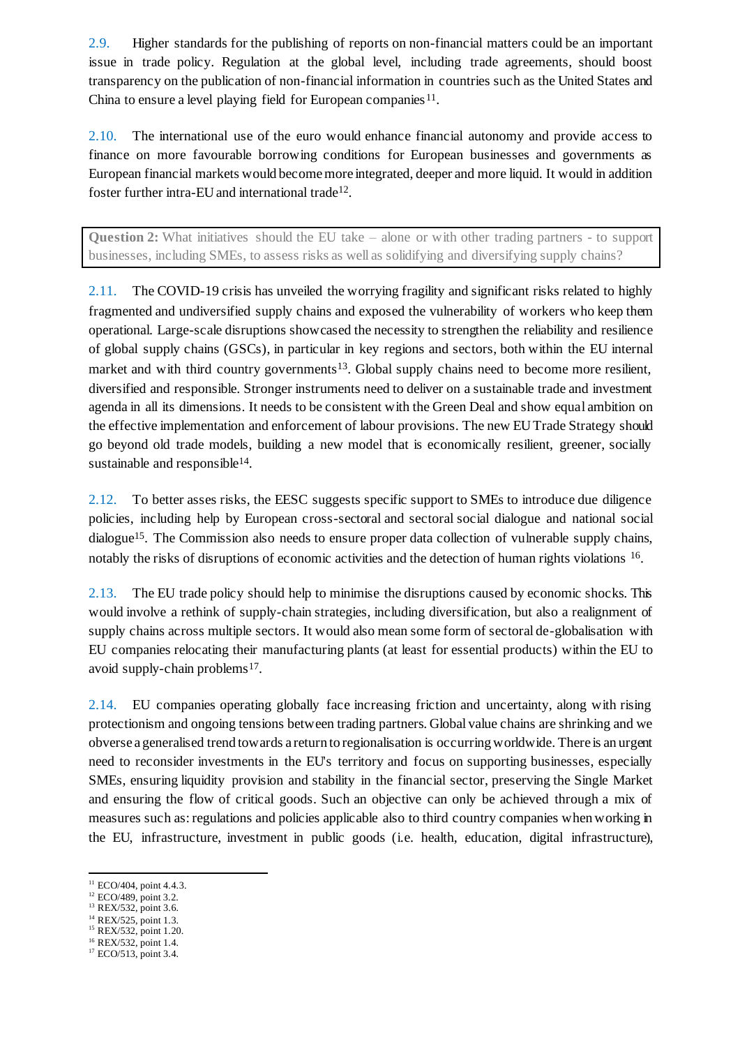2.9. Higher standards for the publishing of reports on non-financial matters could be an important issue in trade policy. Regulation at the global level, including trade agreements, should boost transparency on the publication of non-financial information in countries such as the United States and China to ensure a level playing field for European companies[11].

2.10. The international use of the euro would enhance financial autonomy and provide access to finance on more favourable borrowing conditions for European businesses and governments as European financial markets would become more integrated, deeper and more liquid. It would in addition foster further intra-EU and international trade[12].

> **Question 2:** What initiatives should the EU take – alone or with other trading partners - to support businesses, including SMEs, to assess risks as well as solidifying and diversifying supply chains?

2.11. The COVID-19 crisis has unveiled the worrying fragility and significant risks related to highly fragmented and undiversified supply chains and exposed the vulnerability of workers who keep them operational. Large-scale disruptions showcased the necessity to strengthen the reliability and resilience of global supply chains (GSCs), in particular in key regions and sectors, both within the EU internal market and with third country governments[13]. Global supply chains need to become more resilient, diversified and responsible. Stronger instruments need to deliver on a sustainable trade and investment agenda in all its dimensions. It needs to be consistent with the Green Deal and show equal ambition on the effective implementation and enforcement of labour provisions. The new EU Trade Strategy should go beyond old trade models, building a new model that is economically resilient, greener, socially sustainable and responsible[14].

2.12. To better asses risks, the EESC suggests specific support to SMEs to introduce due diligence policies, including help by European cross-sectoral and sectoral social dialogue and national social dialogue[15]. The Commission also needs to ensure proper data collection of vulnerable supply chains, notably the risks of disruptions of economic activities and the detection of human rights violations [16].

2.13. The EU trade policy should help to minimise the disruptions caused by economic shocks. This would involve a rethink of supply-chain strategies, including diversification, but also a realignment of supply chains across multiple sectors. It would also mean some form of sectoral de-globalisation with EU companies relocating their manufacturing plants (at least for essential products) within the EU to avoid supply-chain problems[17].

2.14. EU companies operating globally face increasing friction and uncertainty, along with rising protectionism and ongoing tensions between trading partners. Global value chains are shrinking and we obverse a generalised trend towards a return to regionalisation is occurring worldwide. There is an urgent need to reconsider investments in the EU's territory and focus on supporting businesses, especially SMEs, ensuring liquidity provision and stability in the financial sector, preserving the Single Market and ensuring the flow of critical goods. Such an objective can only be achieved through a mix of measures such as: regulations and policies applicable also to third country companies when working in the EU, infrastructure, investment in public goods (i.e. health, education, digital infrastructure),

---

[11] ECO/404, point 4.4.3.
[12] ECO/489, point 3.2.
[13] REX/532, point 3.6.
[14] REX/525, point 1.3.
[15] REX/532, point 1.20.
[16] REX/532, point 1.4.
[17] ECO/513, point 3.4.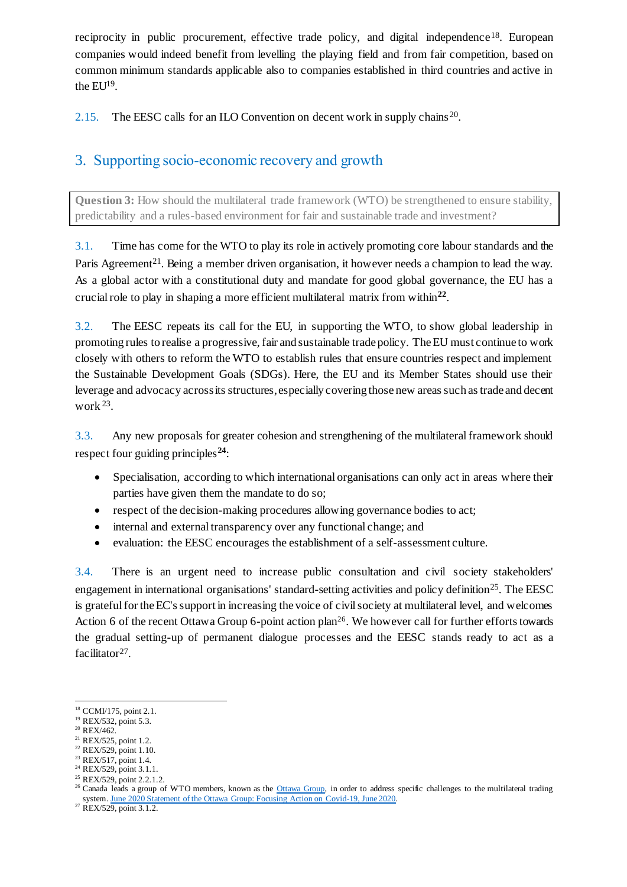reciprocity in public procurement, effective trade policy, and digital independence[18]. European companies would indeed benefit from levelling the playing field and from fair competition, based on common minimum standards applicable also to companies established in third countries and active in the EU[19].

2.15. The EESC calls for an ILO Convention on decent work in supply chains[20].

## 3. Supporting socio-economic recovery and growth

**Question 3:** How should the multilateral trade framework (WTO) be strengthened to ensure stability, predictability and a rules-based environment for fair and sustainable trade and investment?

3.1. Time has come for the WTO to play its role in actively promoting core labour standards and the Paris Agreement[21]. Being a member driven organisation, it however needs a champion to lead the way. As a global actor with a constitutional duty and mandate for good global governance, the EU has a crucial role to play in shaping a more efficient multilateral matrix from within[22].

3.2. The EESC repeats its call for the EU, in supporting the WTO, to show global leadership in promoting rules to realise a progressive, fair and sustainable trade policy. The EU must continue to work closely with others to reform the WTO to establish rules that ensure countries respect and implement the Sustainable Development Goals (SDGs). Here, the EU and its Member States should use their leverage and advocacy across its structures, especially covering those new areas such as trade and decent work[23].

3.3. Any new proposals for greater cohesion and strengthening of the multilateral framework should respect four guiding principles[24]:

- Specialisation, according to which international organisations can only act in areas where their parties have given them the mandate to do so;
- respect of the decision-making procedures allowing governance bodies to act;
- internal and external transparency over any functional change; and
- evaluation: the EESC encourages the establishment of a self-assessment culture.

3.4. There is an urgent need to increase public consultation and civil society stakeholders' engagement in international organisations' standard-setting activities and policy definition[25]. The EESC is grateful for the EC's support in increasing the voice of civil society at multilateral level, and welcomes Action 6 of the recent Ottawa Group 6-point action plan[26]. We however call for further efforts towards the gradual setting-up of permanent dialogue processes and the EESC stands ready to act as a facilitator[27].

---

[18] CCMI/175, point 2.1.
[19] REX/532, point 5.3.
[20] REX/462.
[21] REX/525, point 1.2.
[22] REX/529, point 1.10.
[23] REX/517, point 1.4.
[24] REX/529, point 3.1.1.
[25] REX/529, point 2.2.1.2.
[26] Canada leads a group of WTO members, known as the Ottawa Group, in order to address specific challenges to the multilateral trading system. June 2020 Statement of the Ottawa Group: Focusing Action on Covid-19, June 2020.
[27] REX/529, point 3.1.2.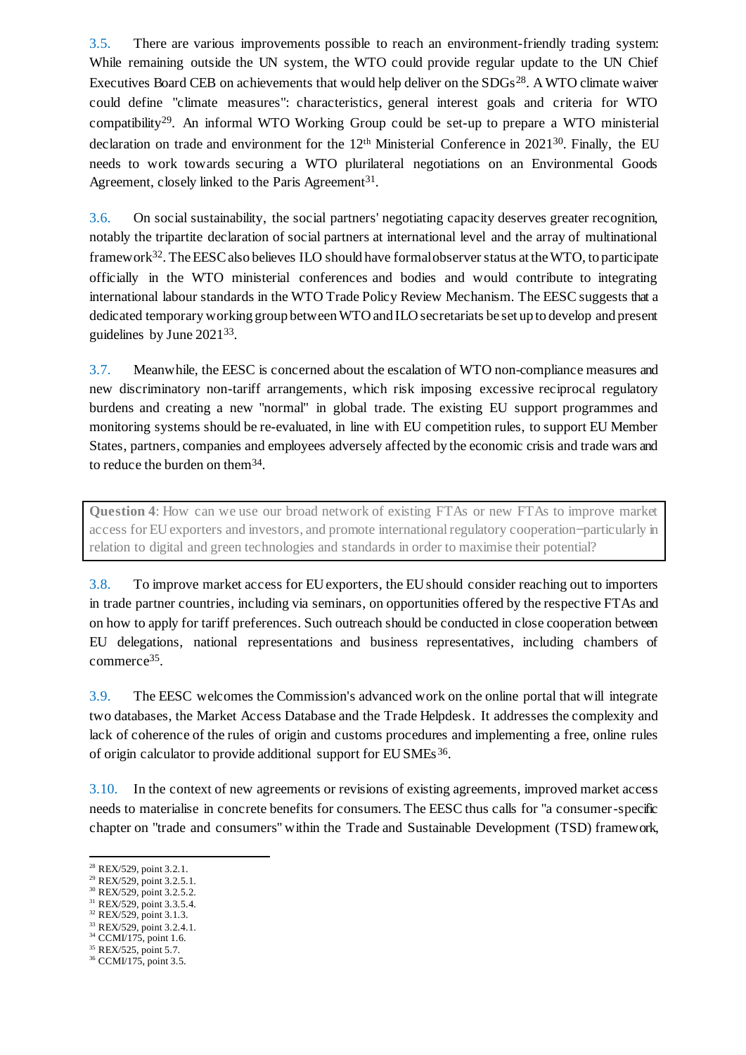3.5. There are various improvements possible to reach an environment-friendly trading system: While remaining outside the UN system, the WTO could provide regular update to the UN Chief Executives Board CEB on achievements that would help deliver on the SDGs[28]. A WTO climate waiver could define "climate measures": characteristics, general interest goals and criteria for WTO compatibility[29]. An informal WTO Working Group could be set-up to prepare a WTO ministerial declaration on trade and environment for the 12th Ministerial Conference in 2021[30]. Finally, the EU needs to work towards securing a WTO plurilateral negotiations on an Environmental Goods Agreement, closely linked to the Paris Agreement[31].

3.6. On social sustainability, the social partners' negotiating capacity deserves greater recognition, notably the tripartite declaration of social partners at international level and the array of multinational framework[32]. The EESC also believes ILO should have formal observer status at the WTO, to participate officially in the WTO ministerial conferences and bodies and would contribute to integrating international labour standards in the WTO Trade Policy Review Mechanism. The EESC suggests that a dedicated temporary working group between WTO and ILO secretariats be set up to develop and present guidelines by June 2021[33].

3.7. Meanwhile, the EESC is concerned about the escalation of WTO non-compliance measures and new discriminatory non-tariff arrangements, which risk imposing excessive reciprocal regulatory burdens and creating a new "normal" in global trade. The existing EU support programmes and monitoring systems should be re-evaluated, in line with EU competition rules, to support EU Member States, partners, companies and employees adversely affected by the economic crisis and trade wars and to reduce the burden on them[34].

> **Question 4**: How can we use our broad network of existing FTAs or new FTAs to improve market access for EU exporters and investors, and promote international regulatory cooperation‒particularly in relation to digital and green technologies and standards in order to maximise their potential?

3.8. To improve market access for EU exporters, the EU should consider reaching out to importers in trade partner countries, including via seminars, on opportunities offered by the respective FTAs and on how to apply for tariff preferences. Such outreach should be conducted in close cooperation between EU delegations, national representations and business representatives, including chambers of commerce[35].

3.9. The EESC welcomes the Commission's advanced work on the online portal that will integrate two databases, the Market Access Database and the Trade Helpdesk. It addresses the complexity and lack of coherence of the rules of origin and customs procedures and implementing a free, online rules of origin calculator to provide additional support for EU SMEs[36].

3.10. In the context of new agreements or revisions of existing agreements, improved market access needs to materialise in concrete benefits for consumers. The EESC thus calls for "a consumer-specific chapter on "trade and consumers" within the Trade and Sustainable Development (TSD) framework,

[28] REX/529, point 3.2.1.
[29] REX/529, point 3.2.5.1.
[30] REX/529, point 3.2.5.2.
[31] REX/529, point 3.3.5.4.
[32] REX/529, point 3.1.3.
[33] REX/529, point 3.2.4.1.
[34] CCMI/175, point 1.6.
[35] REX/525, point 5.7.
[36] CCMI/175, point 3.5.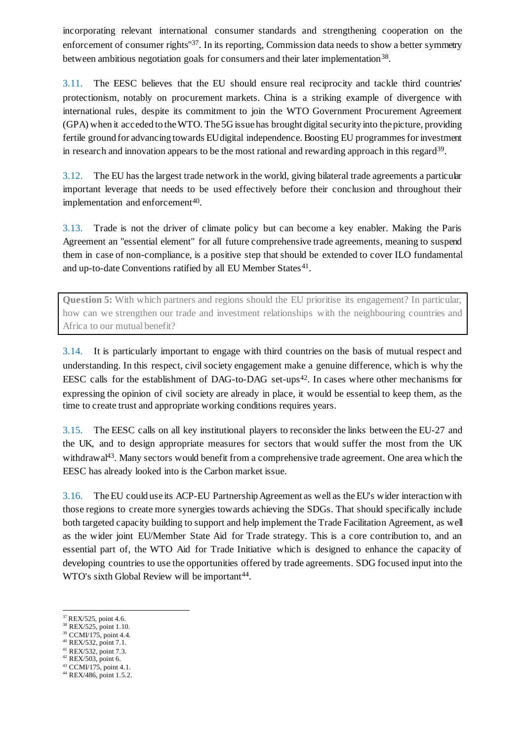incorporating relevant international consumer standards and strengthening cooperation on the enforcement of consumer rights"[37]. In its reporting, Commission data needs to show a better symmetry between ambitious negotiation goals for consumers and their later implementation[38].

3.11. The EESC believes that the EU should ensure real reciprocity and tackle third countries' protectionism, notably on procurement markets. China is a striking example of divergence with international rules, despite its commitment to join the WTO Government Procurement Agreement (GPA) when it acceded to the WTO. The 5G issue has brought digital security into the picture, providing fertile ground for advancing towards EU digital independence. Boosting EU programmes for investment in research and innovation appears to be the most rational and rewarding approach in this regard[39].

3.12. The EU has the largest trade network in the world, giving bilateral trade agreements a particular important leverage that needs to be used effectively before their conclusion and throughout their implementation and enforcement[40].

3.13. Trade is not the driver of climate policy but can become a key enabler. Making the Paris Agreement an "essential element" for all future comprehensive trade agreements, meaning to suspend them in case of non-compliance, is a positive step that should be extended to cover ILO fundamental and up-to-date Conventions ratified by all EU Member States[41].

> **Question 5:** With which partners and regions should the EU prioritise its engagement? In particular, how can we strengthen our trade and investment relationships with the neighbouring countries and Africa to our mutual benefit?

3.14. It is particularly important to engage with third countries on the basis of mutual respect and understanding. In this respect, civil society engagement make a genuine difference, which is why the EESC calls for the establishment of DAG-to-DAG set-ups[42]. In cases where other mechanisms for expressing the opinion of civil society are already in place, it would be essential to keep them, as the time to create trust and appropriate working conditions requires years.

3.15. The EESC calls on all key institutional players to reconsider the links between the EU-27 and the UK, and to design appropriate measures for sectors that would suffer the most from the UK withdrawal[43]. Many sectors would benefit from a comprehensive trade agreement. One area which the EESC has already looked into is the Carbon market issue.

3.16. The EU could use its ACP-EU Partnership Agreement as well as the EU's wider interaction with those regions to create more synergies towards achieving the SDGs. That should specifically include both targeted capacity building to support and help implement the Trade Facilitation Agreement, as well as the wider joint EU/Member State Aid for Trade strategy. This is a core contribution to, and an essential part of, the WTO Aid for Trade Initiative which is designed to enhance the capacity of developing countries to use the opportunities offered by trade agreements. SDG focused input into the WTO's sixth Global Review will be important[44].

---

[37] REX/525, point 4.6.
[38] REX/525, point 1.10.
[39] CCMI/175, point 4.4.
[40] REX/532, point 7.1.
[41] REX/532, point 7.3.
[42] REX/503, point 6.
[43] CCMI/175, point 4.1.
[44] REX/486, point 1.5.2.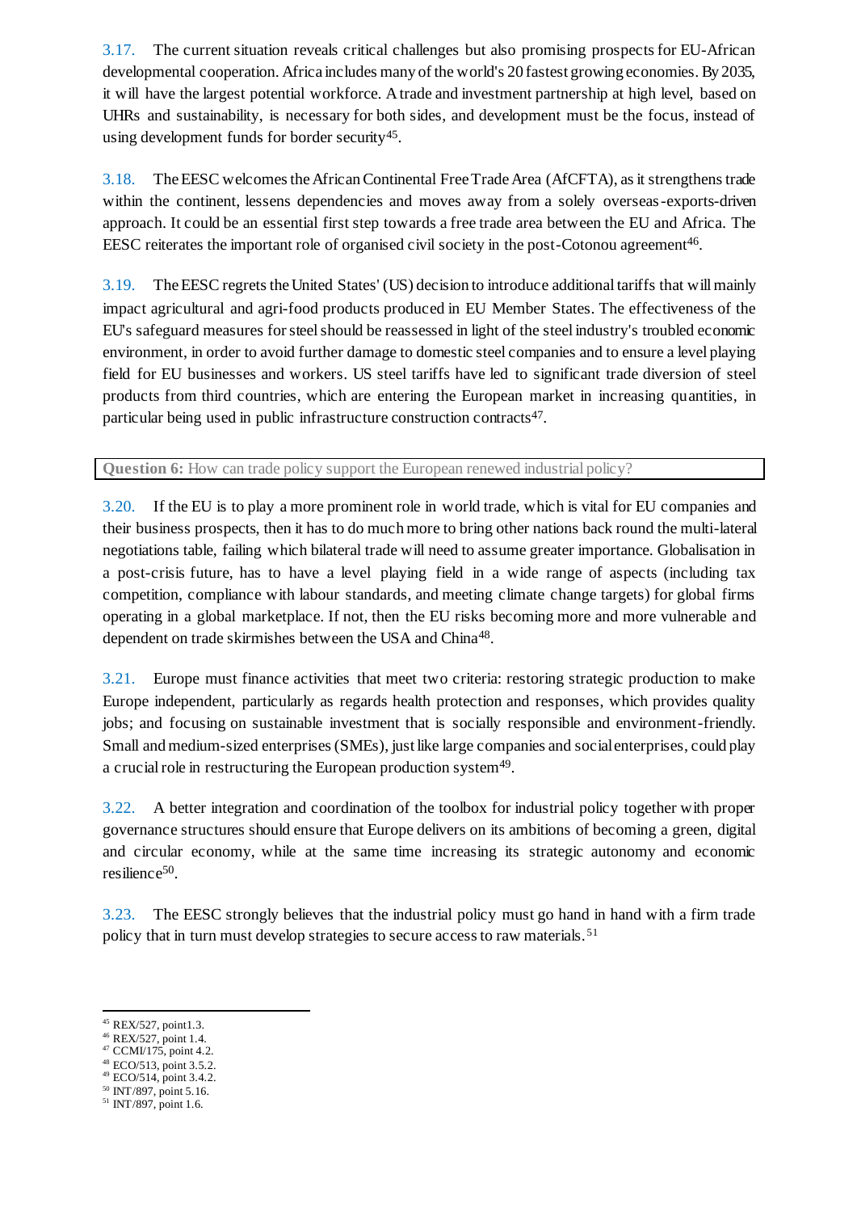3.17. The current situation reveals critical challenges but also promising prospects for EU-African developmental cooperation. Africa includes many of the world's 20 fastest growing economies. By 2035, it will have the largest potential workforce. A trade and investment partnership at high level, based on UHRs and sustainability, is necessary for both sides, and development must be the focus, instead of using development funds for border security[45].

3.18. The EESC welcomes the African Continental Free Trade Area (AfCFTA), as it strengthens trade within the continent, lessens dependencies and moves away from a solely overseas-exports-driven approach. It could be an essential first step towards a free trade area between the EU and Africa. The EESC reiterates the important role of organised civil society in the post-Cotonou agreement[46].

3.19. The EESC regrets the United States' (US) decision to introduce additional tariffs that will mainly impact agricultural and agri-food products produced in EU Member States. The effectiveness of the EU's safeguard measures for steel should be reassessed in light of the steel industry's troubled economic environment, in order to avoid further damage to domestic steel companies and to ensure a level playing field for EU businesses and workers. US steel tariffs have led to significant trade diversion of steel products from third countries, which are entering the European market in increasing quantities, in particular being used in public infrastructure construction contracts[47].

**Question 6:** How can trade policy support the European renewed industrial policy?

3.20. If the EU is to play a more prominent role in world trade, which is vital for EU companies and their business prospects, then it has to do much more to bring other nations back round the multi-lateral negotiations table, failing which bilateral trade will need to assume greater importance. Globalisation in a post-crisis future, has to have a level playing field in a wide range of aspects (including tax competition, compliance with labour standards, and meeting climate change targets) for global firms operating in a global marketplace. If not, then the EU risks becoming more and more vulnerable and dependent on trade skirmishes between the USA and China[48].

3.21. Europe must finance activities that meet two criteria: restoring strategic production to make Europe independent, particularly as regards health protection and responses, which provides quality jobs; and focusing on sustainable investment that is socially responsible and environment-friendly. Small and medium-sized enterprises (SMEs), just like large companies and social enterprises, could play a crucial role in restructuring the European production system[49].

3.22. A better integration and coordination of the toolbox for industrial policy together with proper governance structures should ensure that Europe delivers on its ambitions of becoming a green, digital and circular economy, while at the same time increasing its strategic autonomy and economic resilience[50].

3.23. The EESC strongly believes that the industrial policy must go hand in hand with a firm trade policy that in turn must develop strategies to secure access to raw materials.[51]

---

[45] REX/527, point1.3.
[46] REX/527, point 1.4.
[47] CCMI/175, point 4.2.
[48] ECO/513, point 3.5.2.
[49] ECO/514, point 3.4.2.
[50] INT/897, point 5.16.
[51] INT/897, point 1.6.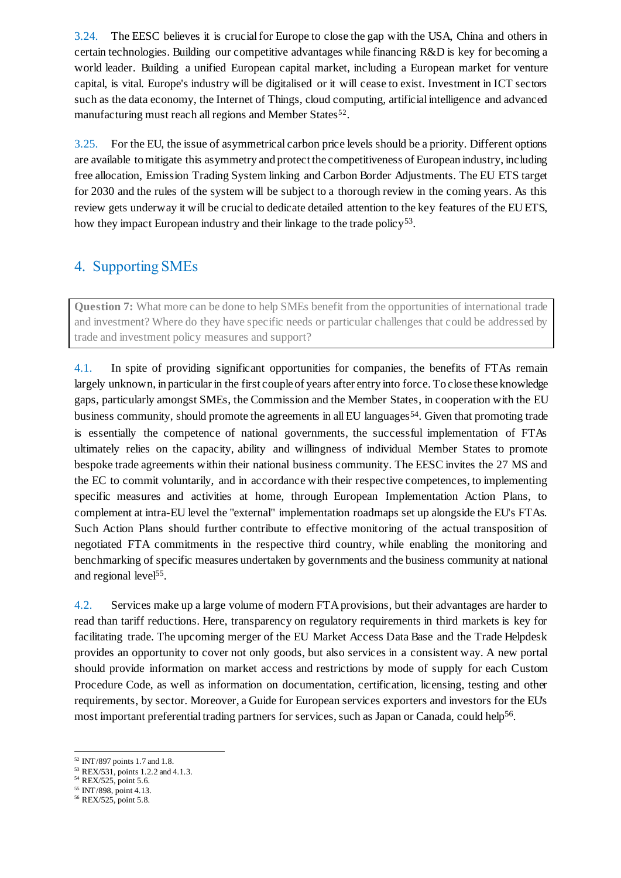3.24. The EESC believes it is crucial for Europe to close the gap with the USA, China and others in certain technologies. Building our competitive advantages while financing R&D is key for becoming a world leader. Building a unified European capital market, including a European market for venture capital, is vital. Europe's industry will be digitalised or it will cease to exist. Investment in ICT sectors such as the data economy, the Internet of Things, cloud computing, artificial intelligence and advanced manufacturing must reach all regions and Member States[52].

3.25. For the EU, the issue of asymmetrical carbon price levels should be a priority. Different options are available to mitigate this asymmetry and protect the competitiveness of European industry, including free allocation, Emission Trading System linking and Carbon Border Adjustments. The EU ETS target for 2030 and the rules of the system will be subject to a thorough review in the coming years. As this review gets underway it will be crucial to dedicate detailed attention to the key features of the EU ETS, how they impact European industry and their linkage to the trade policy[53].

## 4. Supporting SMEs

**Question 7:** What more can be done to help SMEs benefit from the opportunities of international trade and investment? Where do they have specific needs or particular challenges that could be addressed by trade and investment policy measures and support?

4.1. In spite of providing significant opportunities for companies, the benefits of FTAs remain largely unknown, in particular in the first couple of years after entry into force. To close these knowledge gaps, particularly amongst SMEs, the Commission and the Member States, in cooperation with the EU business community, should promote the agreements in all EU languages[54]. Given that promoting trade is essentially the competence of national governments, the successful implementation of FTAs ultimately relies on the capacity, ability and willingness of individual Member States to promote bespoke trade agreements within their national business community. The EESC invites the 27 MS and the EC to commit voluntarily, and in accordance with their respective competences, to implementing specific measures and activities at home, through European Implementation Action Plans, to complement at intra-EU level the "external" implementation roadmaps set up alongside the EU's FTAs. Such Action Plans should further contribute to effective monitoring of the actual transposition of negotiated FTA commitments in the respective third country, while enabling the monitoring and benchmarking of specific measures undertaken by governments and the business community at national and regional level[55].

4.2. Services make up a large volume of modern FTA provisions, but their advantages are harder to read than tariff reductions. Here, transparency on regulatory requirements in third markets is key for facilitating trade. The upcoming merger of the EU Market Access Data Base and the Trade Helpdesk provides an opportunity to cover not only goods, but also services in a consistent way. A new portal should provide information on market access and restrictions by mode of supply for each Custom Procedure Code, as well as information on documentation, certification, licensing, testing and other requirements, by sector. Moreover, a Guide for European services exporters and investors for the EU's most important preferential trading partners for services, such as Japan or Canada, could help[56].

---

[52] INT/897 points 1.7 and 1.8.

[53] REX/531, points 1.2.2 and 4.1.3.

[54] REX/525, point 5.6.

[55] INT/898, point 4.13.

[56] REX/525, point 5.8.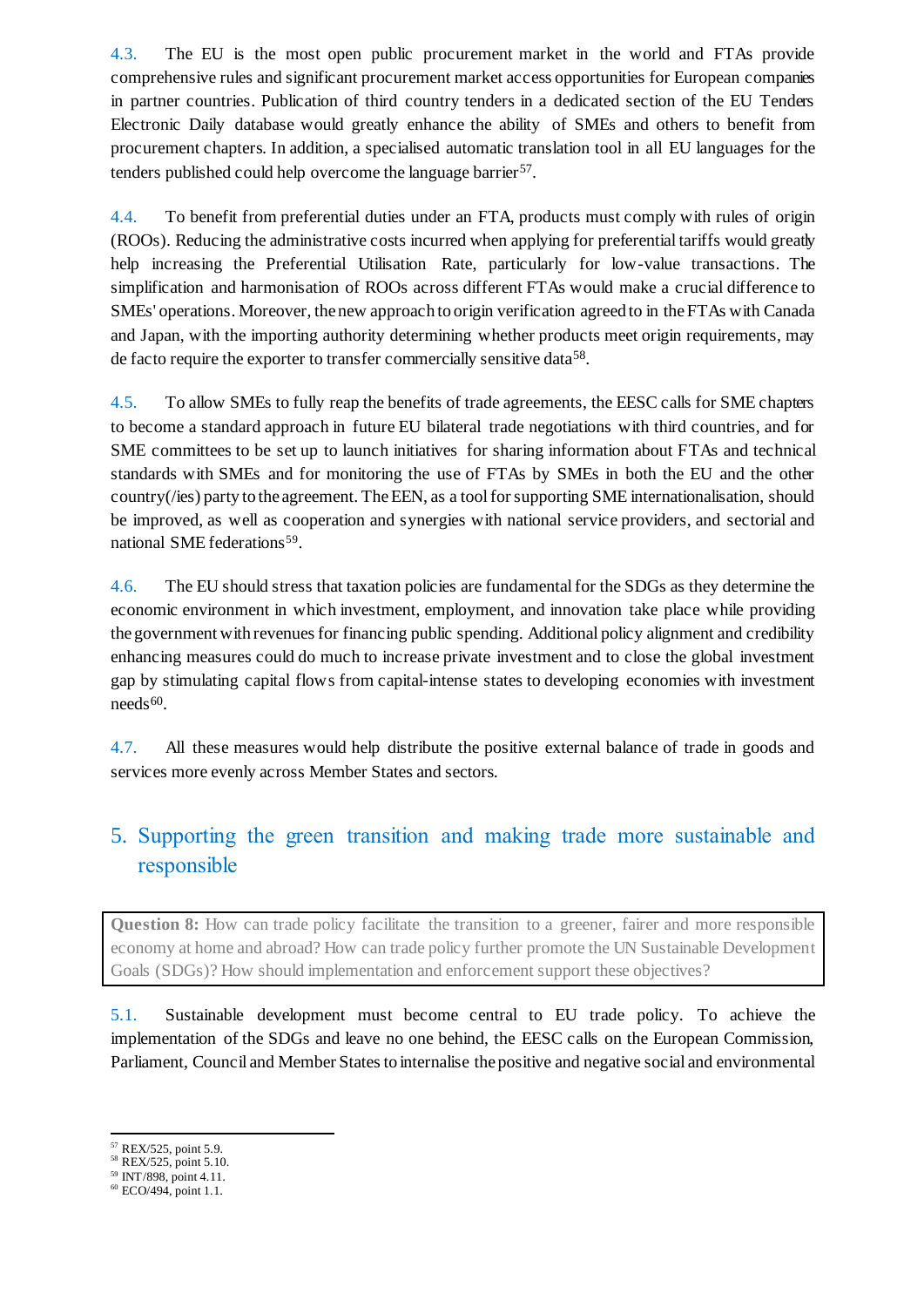4.3. The EU is the most open public procurement market in the world and FTAs provide comprehensive rules and significant procurement market access opportunities for European companies in partner countries. Publication of third country tenders in a dedicated section of the EU Tenders Electronic Daily database would greatly enhance the ability of SMEs and others to benefit from procurement chapters. In addition, a specialised automatic translation tool in all EU languages for the tenders published could help overcome the language barrier[57].

4.4. To benefit from preferential duties under an FTA, products must comply with rules of origin (ROOs). Reducing the administrative costs incurred when applying for preferential tariffs would greatly help increasing the Preferential Utilisation Rate, particularly for low-value transactions. The simplification and harmonisation of ROOs across different FTAs would make a crucial difference to SMEs' operations. Moreover, the new approach to origin verification agreed to in the FTAs with Canada and Japan, with the importing authority determining whether products meet origin requirements, may de facto require the exporter to transfer commercially sensitive data[58].

4.5. To allow SMEs to fully reap the benefits of trade agreements, the EESC calls for SME chapters to become a standard approach in future EU bilateral trade negotiations with third countries, and for SME committees to be set up to launch initiatives for sharing information about FTAs and technical standards with SMEs and for monitoring the use of FTAs by SMEs in both the EU and the other country(/ies) party to the agreement. The EEN, as a tool for supporting SME internationalisation, should be improved, as well as cooperation and synergies with national service providers, and sectorial and national SME federations[59].

4.6. The EU should stress that taxation policies are fundamental for the SDGs as they determine the economic environment in which investment, employment, and innovation take place while providing the government with revenues for financing public spending. Additional policy alignment and credibility enhancing measures could do much to increase private investment and to close the global investment gap by stimulating capital flows from capital-intense states to developing economies with investment needs[60].

4.7. All these measures would help distribute the positive external balance of trade in goods and services more evenly across Member States and sectors.

## 5. Supporting the green transition and making trade more sustainable and responsible

**Question 8:** How can trade policy facilitate the transition to a greener, fairer and more responsible economy at home and abroad? How can trade policy further promote the UN Sustainable Development Goals (SDGs)? How should implementation and enforcement support these objectives?

5.1. Sustainable development must become central to EU trade policy. To achieve the implementation of the SDGs and leave no one behind, the EESC calls on the European Commission, Parliament, Council and Member States to internalise the positive and negative social and environmental

---

[57] REX/525, point 5.9.
[58] REX/525, point 5.10.
[59] INT/898, point 4.11.
[60] ECO/494, point 1.1.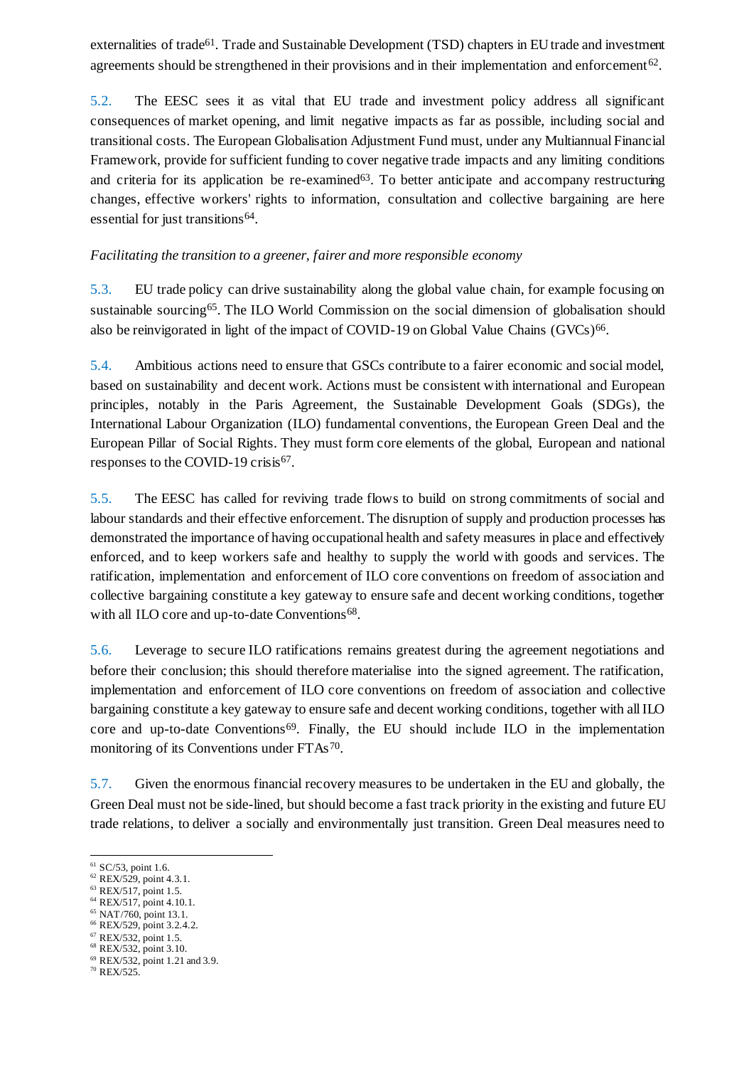externalities of trade[61]. Trade and Sustainable Development (TSD) chapters in EU trade and investment agreements should be strengthened in their provisions and in their implementation and enforcement[62].

5.2. The EESC sees it as vital that EU trade and investment policy address all significant consequences of market opening, and limit negative impacts as far as possible, including social and transitional costs. The European Globalisation Adjustment Fund must, under any Multiannual Financial Framework, provide for sufficient funding to cover negative trade impacts and any limiting conditions and criteria for its application be re-examined[63]. To better anticipate and accompany restructuring changes, effective workers' rights to information, consultation and collective bargaining are here essential for just transitions[64].

*Facilitating the transition to a greener, fairer and more responsible economy*

5.3. EU trade policy can drive sustainability along the global value chain, for example focusing on sustainable sourcing[65]. The ILO World Commission on the social dimension of globalisation should also be reinvigorated in light of the impact of COVID-19 on Global Value Chains (GVCs)[66].

5.4. Ambitious actions need to ensure that GSCs contribute to a fairer economic and social model, based on sustainability and decent work. Actions must be consistent with international and European principles, notably in the Paris Agreement, the Sustainable Development Goals (SDGs), the International Labour Organization (ILO) fundamental conventions, the European Green Deal and the European Pillar of Social Rights. They must form core elements of the global, European and national responses to the COVID-19 crisis[67].

5.5. The EESC has called for reviving trade flows to build on strong commitments of social and labour standards and their effective enforcement. The disruption of supply and production processes has demonstrated the importance of having occupational health and safety measures in place and effectively enforced, and to keep workers safe and healthy to supply the world with goods and services. The ratification, implementation and enforcement of ILO core conventions on freedom of association and collective bargaining constitute a key gateway to ensure safe and decent working conditions, together with all ILO core and up-to-date Conventions[68].

5.6. Leverage to secure ILO ratifications remains greatest during the agreement negotiations and before their conclusion; this should therefore materialise into the signed agreement. The ratification, implementation and enforcement of ILO core conventions on freedom of association and collective bargaining constitute a key gateway to ensure safe and decent working conditions, together with all ILO core and up-to-date Conventions[69]. Finally, the EU should include ILO in the implementation monitoring of its Conventions under FTAs[70].

5.7. Given the enormous financial recovery measures to be undertaken in the EU and globally, the Green Deal must not be side-lined, but should become a fast track priority in the existing and future EU trade relations, to deliver a socially and environmentally just transition. Green Deal measures need to

---

[61] SC/53, point 1.6.
[62] REX/529, point 4.3.1.
[63] REX/517, point 1.5.
[64] REX/517, point 4.10.1.
[65] NAT/760, point 13.1.
[66] REX/529, point 3.2.4.2.
[67] REX/532, point 1.5.
[68] REX/532, point 3.10.
[69] REX/532, point 1.21 and 3.9.
[70] REX/525.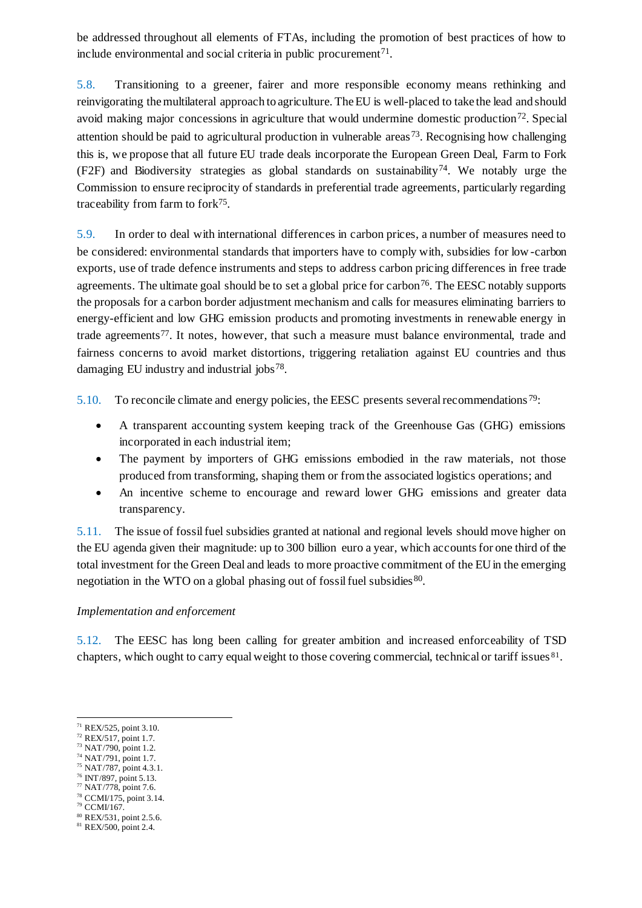be addressed throughout all elements of FTAs, including the promotion of best practices of how to include environmental and social criteria in public procurement[71].

5.8. Transitioning to a greener, fairer and more responsible economy means rethinking and reinvigorating the multilateral approach to agriculture. The EU is well-placed to take the lead and should avoid making major concessions in agriculture that would undermine domestic production[72]. Special attention should be paid to agricultural production in vulnerable areas[73]. Recognising how challenging this is, we propose that all future EU trade deals incorporate the European Green Deal, Farm to Fork (F2F) and Biodiversity strategies as global standards on sustainability[74]. We notably urge the Commission to ensure reciprocity of standards in preferential trade agreements, particularly regarding traceability from farm to fork[75].

5.9. In order to deal with international differences in carbon prices, a number of measures need to be considered: environmental standards that importers have to comply with, subsidies for low-carbon exports, use of trade defence instruments and steps to address carbon pricing differences in free trade agreements. The ultimate goal should be to set a global price for carbon[76]. The EESC notably supports the proposals for a carbon border adjustment mechanism and calls for measures eliminating barriers to energy-efficient and low GHG emission products and promoting investments in renewable energy in trade agreements[77]. It notes, however, that such a measure must balance environmental, trade and fairness concerns to avoid market distortions, triggering retaliation against EU countries and thus damaging EU industry and industrial jobs[78].

5.10. To reconcile climate and energy policies, the EESC presents several recommendations[79]:

- A transparent accounting system keeping track of the Greenhouse Gas (GHG) emissions incorporated in each industrial item;
- The payment by importers of GHG emissions embodied in the raw materials, not those produced from transforming, shaping them or from the associated logistics operations; and
- An incentive scheme to encourage and reward lower GHG emissions and greater data transparency.

5.11. The issue of fossil fuel subsidies granted at national and regional levels should move higher on the EU agenda given their magnitude: up to 300 billion euro a year, which accounts for one third of the total investment for the Green Deal and leads to more proactive commitment of the EU in the emerging negotiation in the WTO on a global phasing out of fossil fuel subsidies[80].

*Implementation and enforcement*

5.12. The EESC has long been calling for greater ambition and increased enforceability of TSD chapters, which ought to carry equal weight to those covering commercial, technical or tariff issues[81].

---

[71] REX/525, point 3.10.
[72] REX/517, point 1.7.
[73] NAT/790, point 1.2.
[74] NAT/791, point 1.7.
[75] NAT/787, point 4.3.1.
[76] INT/897, point 5.13.
[77] NAT/778, point 7.6.
[78] CCMI/175, point 3.14.
[79] CCMI/167.
[80] REX/531, point 2.5.6.
[81] REX/500, point 2.4.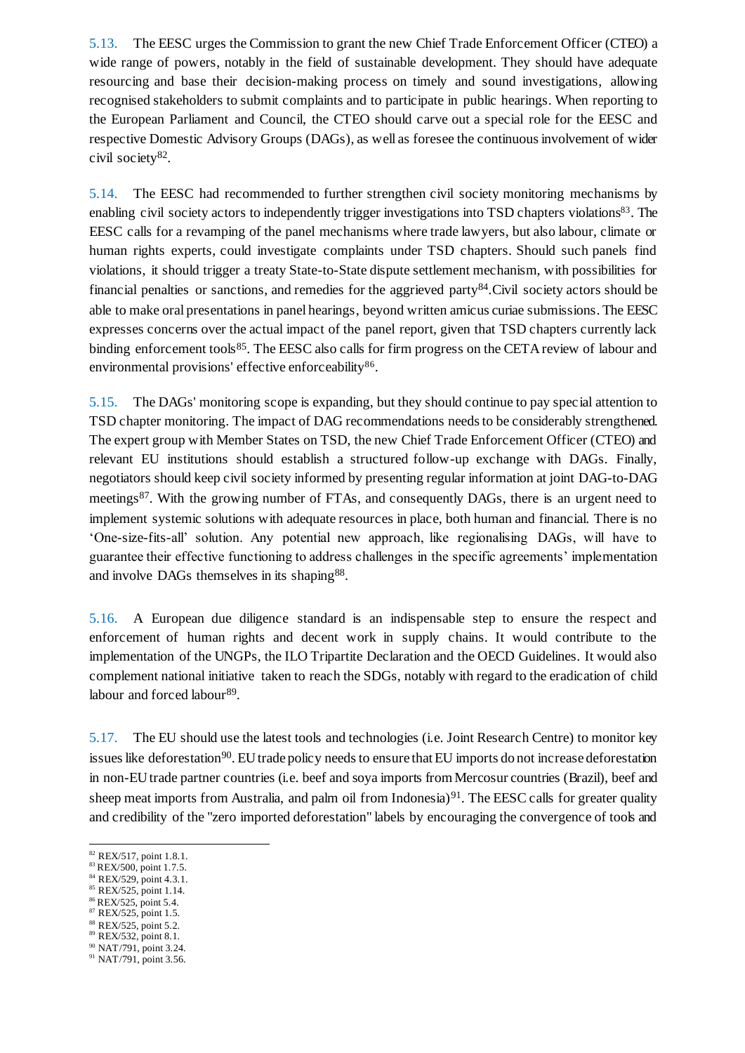5.13. The EESC urges the Commission to grant the new Chief Trade Enforcement Officer (CTEO) a wide range of powers, notably in the field of sustainable development. They should have adequate resourcing and base their decision-making process on timely and sound investigations, allowing recognised stakeholders to submit complaints and to participate in public hearings. When reporting to the European Parliament and Council, the CTEO should carve out a special role for the EESC and respective Domestic Advisory Groups (DAGs), as well as foresee the continuous involvement of wider civil society[82].

5.14. The EESC had recommended to further strengthen civil society monitoring mechanisms by enabling civil society actors to independently trigger investigations into TSD chapters violations[83]. The EESC calls for a revamping of the panel mechanisms where trade lawyers, but also labour, climate or human rights experts, could investigate complaints under TSD chapters. Should such panels find violations, it should trigger a treaty State-to-State dispute settlement mechanism, with possibilities for financial penalties or sanctions, and remedies for the aggrieved party[84].Civil society actors should be able to make oral presentations in panel hearings, beyond written amicus curiae submissions. The EESC expresses concerns over the actual impact of the panel report, given that TSD chapters currently lack binding enforcement tools[85]. The EESC also calls for firm progress on the CETA review of labour and environmental provisions' effective enforceability[86].

5.15. The DAGs' monitoring scope is expanding, but they should continue to pay special attention to TSD chapter monitoring. The impact of DAG recommendations needs to be considerably strengthened. The expert group with Member States on TSD, the new Chief Trade Enforcement Officer (CTEO) and relevant EU institutions should establish a structured follow-up exchange with DAGs. Finally, negotiators should keep civil society informed by presenting regular information at joint DAG-to-DAG meetings[87]. With the growing number of FTAs, and consequently DAGs, there is an urgent need to implement systemic solutions with adequate resources in place, both human and financial. There is no 'One-size-fits-all' solution. Any potential new approach, like regionalising DAGs, will have to guarantee their effective functioning to address challenges in the specific agreements' implementation and involve DAGs themselves in its shaping[88].

5.16. A European due diligence standard is an indispensable step to ensure the respect and enforcement of human rights and decent work in supply chains. It would contribute to the implementation of the UNGPs, the ILO Tripartite Declaration and the OECD Guidelines. It would also complement national initiative taken to reach the SDGs, notably with regard to the eradication of child labour and forced labour[89].

5.17. The EU should use the latest tools and technologies (i.e. Joint Research Centre) to monitor key issues like deforestation[90]. EU trade policy needs to ensure that EU imports do not increase deforestation in non-EU trade partner countries (i.e. beef and soya imports from Mercosur countries (Brazil), beef and sheep meat imports from Australia, and palm oil from Indonesia)[91]. The EESC calls for greater quality and credibility of the "zero imported deforestation" labels by encouraging the convergence of tools and

---

[82] REX/517, point 1.8.1.
[83] REX/500, point 1.7.5.
[84] REX/529, point 4.3.1.
[85] REX/525, point 1.14.
[86] REX/525, point 5.4.
[87] REX/525, point 1.5.
[88] REX/525, point 5.2.
[89] REX/532, point 8.1.
[90] NAT/791, point 3.24.
[91] NAT/791, point 3.56.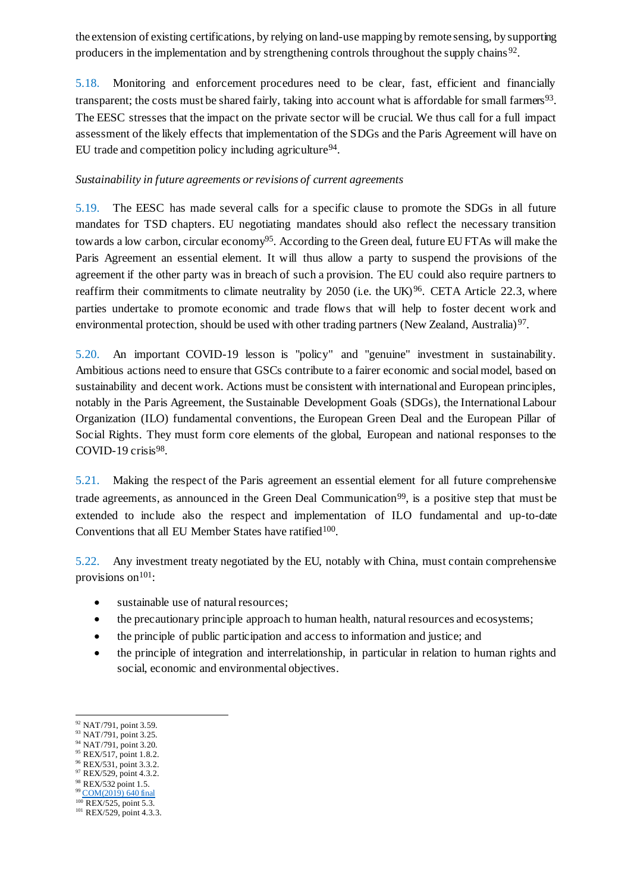the extension of existing certifications, by relying on land-use mapping by remote sensing, by supporting producers in the implementation and by strengthening controls throughout the supply chains[92].

5.18. Monitoring and enforcement procedures need to be clear, fast, efficient and financially transparent; the costs must be shared fairly, taking into account what is affordable for small farmers[93]. The EESC stresses that the impact on the private sector will be crucial. We thus call for a full impact assessment of the likely effects that implementation of the SDGs and the Paris Agreement will have on EU trade and competition policy including agriculture[94].

*Sustainability in future agreements or revisions of current agreements*

5.19. The EESC has made several calls for a specific clause to promote the SDGs in all future mandates for TSD chapters. EU negotiating mandates should also reflect the necessary transition towards a low carbon, circular economy[95]. According to the Green deal, future EU FTAs will make the Paris Agreement an essential element. It will thus allow a party to suspend the provisions of the agreement if the other party was in breach of such a provision. The EU could also require partners to reaffirm their commitments to climate neutrality by 2050 (i.e. the UK)[96]. CETA Article 22.3, where parties undertake to promote economic and trade flows that will help to foster decent work and environmental protection, should be used with other trading partners (New Zealand, Australia)[97].

5.20. An important COVID-19 lesson is "policy" and "genuine" investment in sustainability. Ambitious actions need to ensure that GSCs contribute to a fairer economic and social model, based on sustainability and decent work. Actions must be consistent with international and European principles, notably in the Paris Agreement, the Sustainable Development Goals (SDGs), the International Labour Organization (ILO) fundamental conventions, the European Green Deal and the European Pillar of Social Rights. They must form core elements of the global, European and national responses to the COVID-19 crisis[98].

5.21. Making the respect of the Paris agreement an essential element for all future comprehensive trade agreements, as announced in the Green Deal Communication[99], is a positive step that must be extended to include also the respect and implementation of ILO fundamental and up-to-date Conventions that all EU Member States have ratified[100].

5.22. Any investment treaty negotiated by the EU, notably with China, must contain comprehensive provisions on[101]:

- sustainable use of natural resources;
- the precautionary principle approach to human health, natural resources and ecosystems;
- the principle of public participation and access to information and justice; and
- the principle of integration and interrelationship, in particular in relation to human rights and social, economic and environmental objectives.

---

[92] NAT/791, point 3.59.
[93] NAT/791, point 3.25.
[94] NAT/791, point 3.20.
[95] REX/517, point 1.8.2.
[96] REX/531, point 3.3.2.
[97] REX/529, point 4.3.2.
[98] REX/532 point 1.5.
[99] COM(2019) 640 final
[100] REX/525, point 5.3.
[101] REX/529, point 4.3.3.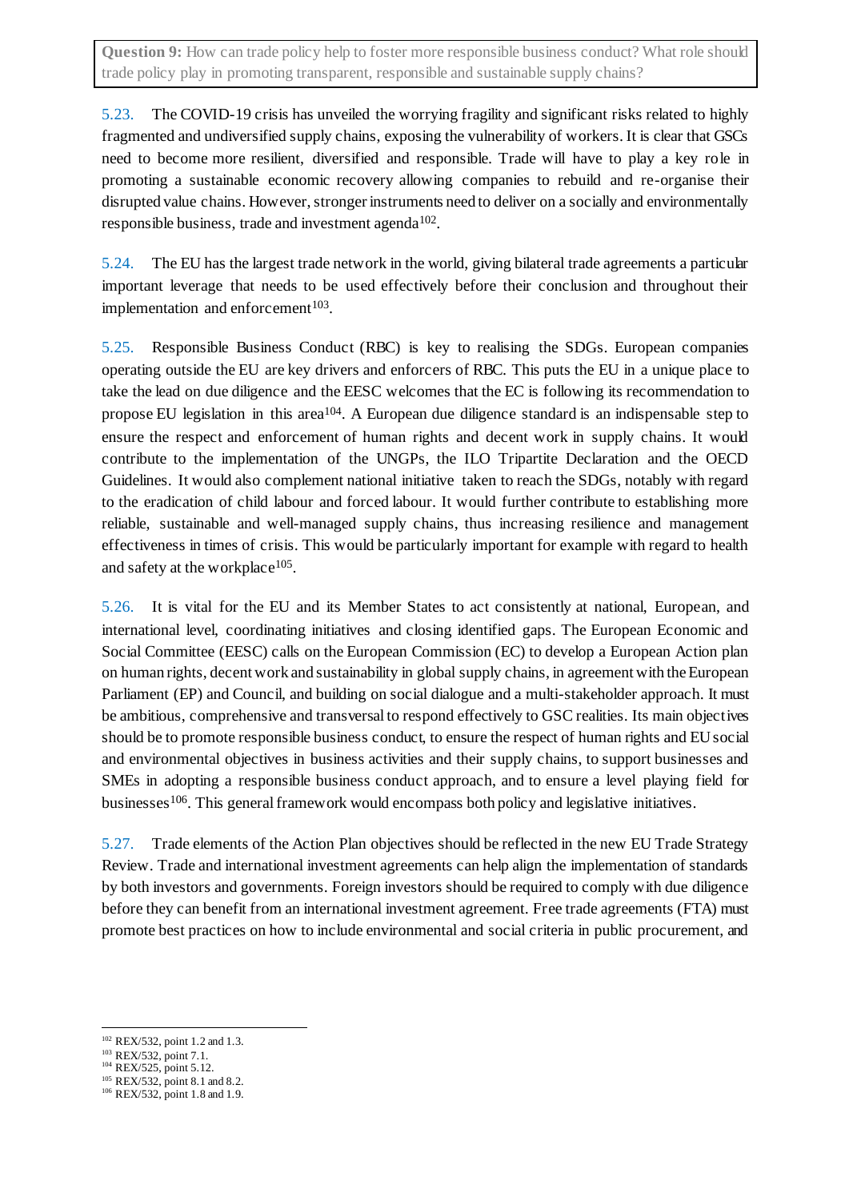**Question 9:** How can trade policy help to foster more responsible business conduct? What role should trade policy play in promoting transparent, responsible and sustainable supply chains?

5.23. The COVID-19 crisis has unveiled the worrying fragility and significant risks related to highly fragmented and undiversified supply chains, exposing the vulnerability of workers. It is clear that GSCs need to become more resilient, diversified and responsible. Trade will have to play a key role in promoting a sustainable economic recovery allowing companies to rebuild and re-organise their disrupted value chains. However, stronger instruments need to deliver on a socially and environmentally responsible business, trade and investment agenda[102].

5.24. The EU has the largest trade network in the world, giving bilateral trade agreements a particular important leverage that needs to be used effectively before their conclusion and throughout their implementation and enforcement[103].

5.25. Responsible Business Conduct (RBC) is key to realising the SDGs. European companies operating outside the EU are key drivers and enforcers of RBC. This puts the EU in a unique place to take the lead on due diligence and the EESC welcomes that the EC is following its recommendation to propose EU legislation in this area[104]. A European due diligence standard is an indispensable step to ensure the respect and enforcement of human rights and decent work in supply chains. It would contribute to the implementation of the UNGPs, the ILO Tripartite Declaration and the OECD Guidelines. It would also complement national initiative taken to reach the SDGs, notably with regard to the eradication of child labour and forced labour. It would further contribute to establishing more reliable, sustainable and well-managed supply chains, thus increasing resilience and management effectiveness in times of crisis. This would be particularly important for example with regard to health and safety at the workplace[105].

5.26. It is vital for the EU and its Member States to act consistently at national, European, and international level, coordinating initiatives and closing identified gaps. The European Economic and Social Committee (EESC) calls on the European Commission (EC) to develop a European Action plan on human rights, decent work and sustainability in global supply chains, in agreement with the European Parliament (EP) and Council, and building on social dialogue and a multi-stakeholder approach. It must be ambitious, comprehensive and transversal to respond effectively to GSC realities. Its main objectives should be to promote responsible business conduct, to ensure the respect of human rights and EU social and environmental objectives in business activities and their supply chains, to support businesses and SMEs in adopting a responsible business conduct approach, and to ensure a level playing field for businesses[106]. This general framework would encompass both policy and legislative initiatives.

5.27. Trade elements of the Action Plan objectives should be reflected in the new EU Trade Strategy Review. Trade and international investment agreements can help align the implementation of standards by both investors and governments. Foreign investors should be required to comply with due diligence before they can benefit from an international investment agreement. Free trade agreements (FTA) must promote best practices on how to include environmental and social criteria in public procurement, and

---

[102] REX/532, point 1.2 and 1.3.

[103] REX/532, point 7.1.

[104] REX/525, point 5.12.

[105] REX/532, point 8.1 and 8.2.

[106] REX/532, point 1.8 and 1.9.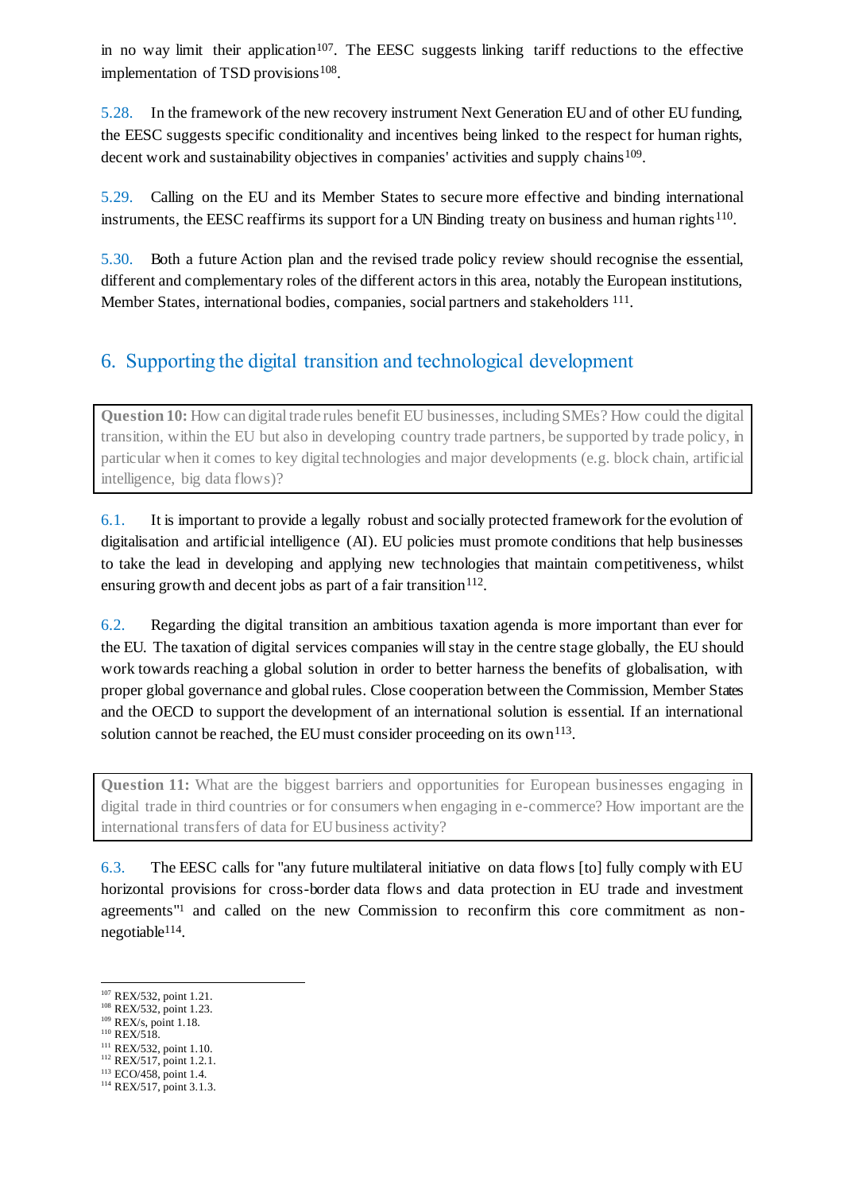in no way limit their application[107]. The EESC suggests linking tariff reductions to the effective implementation of TSD provisions[108].

5.28. In the framework of the new recovery instrument Next Generation EU and of other EU funding, the EESC suggests specific conditionality and incentives being linked to the respect for human rights, decent work and sustainability objectives in companies' activities and supply chains[109].

5.29. Calling on the EU and its Member States to secure more effective and binding international instruments, the EESC reaffirms its support for a UN Binding treaty on business and human rights[110].

5.30. Both a future Action plan and the revised trade policy review should recognise the essential, different and complementary roles of the different actors in this area, notably the European institutions, Member States, international bodies, companies, social partners and stakeholders [111].

## 6. Supporting the digital transition and technological development

**Question 10:** How can digital trade rules benefit EU businesses, including SMEs? How could the digital transition, within the EU but also in developing country trade partners, be supported by trade policy, in particular when it comes to key digital technologies and major developments (e.g. block chain, artificial intelligence, big data flows)?

6.1. It is important to provide a legally robust and socially protected framework for the evolution of digitalisation and artificial intelligence (AI). EU policies must promote conditions that help businesses to take the lead in developing and applying new technologies that maintain competitiveness, whilst ensuring growth and decent jobs as part of a fair transition[112].

6.2. Regarding the digital transition an ambitious taxation agenda is more important than ever for the EU. The taxation of digital services companies will stay in the centre stage globally, the EU should work towards reaching a global solution in order to better harness the benefits of globalisation, with proper global governance and global rules. Close cooperation between the Commission, Member States and the OECD to support the development of an international solution is essential. If an international solution cannot be reached, the EU must consider proceeding on its own[113].

**Question 11:** What are the biggest barriers and opportunities for European businesses engaging in digital trade in third countries or for consumers when engaging in e-commerce? How important are the international transfers of data for EU business activity?

6.3. The EESC calls for "any future multilateral initiative on data flows [to] fully comply with EU horizontal provisions for cross-border data flows and data protection in EU trade and investment agreements"[1] and called on the new Commission to reconfirm this core commitment as non-negotiable[114].

---

[107] REX/532, point 1.21.
[108] REX/532, point 1.23.
[109] REX/s, point 1.18.
[110] REX/518.
[111] REX/532, point 1.10.
[112] REX/517, point 1.2.1.
[113] ECO/458, point 1.4.
[114] REX/517, point 3.1.3.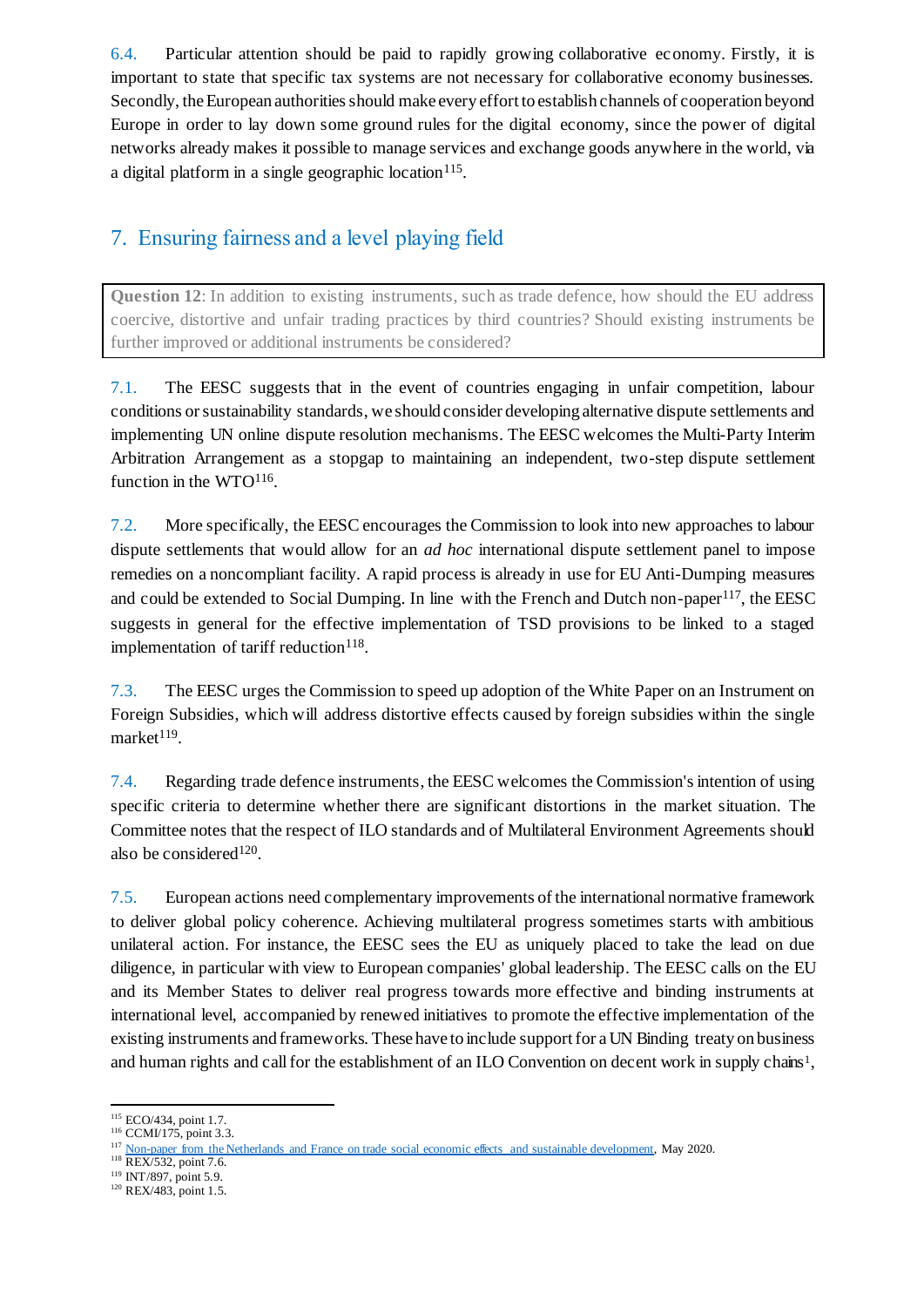6.4. Particular attention should be paid to rapidly growing collaborative economy. Firstly, it is important to state that specific tax systems are not necessary for collaborative economy businesses. Secondly, the European authorities should make every effort to establish channels of cooperation beyond Europe in order to lay down some ground rules for the digital economy, since the power of digital networks already makes it possible to manage services and exchange goods anywhere in the world, via a digital platform in a single geographic location[115].

## 7. Ensuring fairness and a level playing field

> **Question 12**: In addition to existing instruments, such as trade defence, how should the EU address coercive, distortive and unfair trading practices by third countries? Should existing instruments be further improved or additional instruments be considered?

7.1. The EESC suggests that in the event of countries engaging in unfair competition, labour conditions or sustainability standards, we should consider developing alternative dispute settlements and implementing UN online dispute resolution mechanisms. The EESC welcomes the Multi-Party Interim Arbitration Arrangement as a stopgap to maintaining an independent, two-step dispute settlement function in the WTO[116].

7.2. More specifically, the EESC encourages the Commission to look into new approaches to labour dispute settlements that would allow for an *ad hoc* international dispute settlement panel to impose remedies on a noncompliant facility. A rapid process is already in use for EU Anti-Dumping measures and could be extended to Social Dumping. In line with the French and Dutch non-paper[117], the EESC suggests in general for the effective implementation of TSD provisions to be linked to a staged implementation of tariff reduction[118].

7.3. The EESC urges the Commission to speed up adoption of the White Paper on an Instrument on Foreign Subsidies, which will address distortive effects caused by foreign subsidies within the single market[119].

7.4. Regarding trade defence instruments, the EESC welcomes the Commission's intention of using specific criteria to determine whether there are significant distortions in the market situation. The Committee notes that the respect of ILO standards and of Multilateral Environment Agreements should also be considered[120].

7.5. European actions need complementary improvements of the international normative framework to deliver global policy coherence. Achieving multilateral progress sometimes starts with ambitious unilateral action. For instance, the EESC sees the EU as uniquely placed to take the lead on due diligence, in particular with view to European companies' global leadership. The EESC calls on the EU and its Member States to deliver real progress towards more effective and binding instruments at international level, accompanied by renewed initiatives to promote the effective implementation of the existing instruments and frameworks. These have to include support for a UN Binding treaty on business and human rights and call for the establishment of an ILO Convention on decent work in supply chains[1],

---

[115] ECO/434, point 1.7.
[116] CCMI/175, point 3.3.
[117] Non-paper from the Netherlands and France on trade social economic effects and sustainable development, May 2020.
[118] REX/532, point 7.6.
[119] INT/897, point 5.9.
[120] REX/483, point 1.5.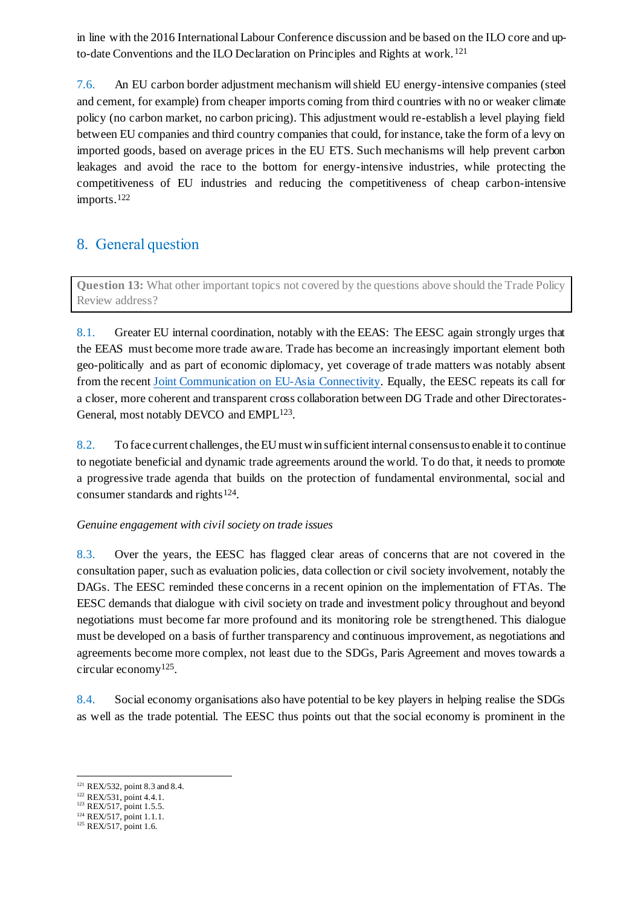in line with the 2016 International Labour Conference discussion and be based on the ILO core and up-to-date Conventions and the ILO Declaration on Principles and Rights at work.[121]

7.6. An EU carbon border adjustment mechanism will shield EU energy-intensive companies (steel and cement, for example) from cheaper imports coming from third countries with no or weaker climate policy (no carbon market, no carbon pricing). This adjustment would re-establish a level playing field between EU companies and third country companies that could, for instance, take the form of a levy on imported goods, based on average prices in the EU ETS. Such mechanisms will help prevent carbon leakages and avoid the race to the bottom for energy-intensive industries, while protecting the competitiveness of EU industries and reducing the competitiveness of cheap carbon-intensive imports.[122]

## 8. General question

**Question 13:** What other important topics not covered by the questions above should the Trade Policy Review address?

8.1. Greater EU internal coordination, notably with the EEAS: The EESC again strongly urges that the EEAS must become more trade aware. Trade has become an increasingly important element both geo-politically and as part of economic diplomacy, yet coverage of trade matters was notably absent from the recent [Joint Communication on EU-Asia Connectivity](). Equally, the EESC repeats its call for a closer, more coherent and transparent cross collaboration between DG Trade and other Directorates-General, most notably DEVCO and EMPL[123].

8.2. To face current challenges, the EU must win sufficient internal consensus to enable it to continue to negotiate beneficial and dynamic trade agreements around the world. To do that, it needs to promote a progressive trade agenda that builds on the protection of fundamental environmental, social and consumer standards and rights[124].

*Genuine engagement with civil society on trade issues*

8.3. Over the years, the EESC has flagged clear areas of concerns that are not covered in the consultation paper, such as evaluation policies, data collection or civil society involvement, notably the DAGs. The EESC reminded these concerns in a recent opinion on the implementation of FTAs. The EESC demands that dialogue with civil society on trade and investment policy throughout and beyond negotiations must become far more profound and its monitoring role be strengthened. This dialogue must be developed on a basis of further transparency and continuous improvement, as negotiations and agreements become more complex, not least due to the SDGs, Paris Agreement and moves towards a circular economy[125].

8.4. Social economy organisations also have potential to be key players in helping realise the SDGs as well as the trade potential. The EESC thus points out that the social economy is prominent in the

---

[121] REX/532, point 8.3 and 8.4.
[122] REX/531, point 4.4.1.
[123] REX/517, point 1.5.5.
[124] REX/517, point 1.1.1.
[125] REX/517, point 1.6.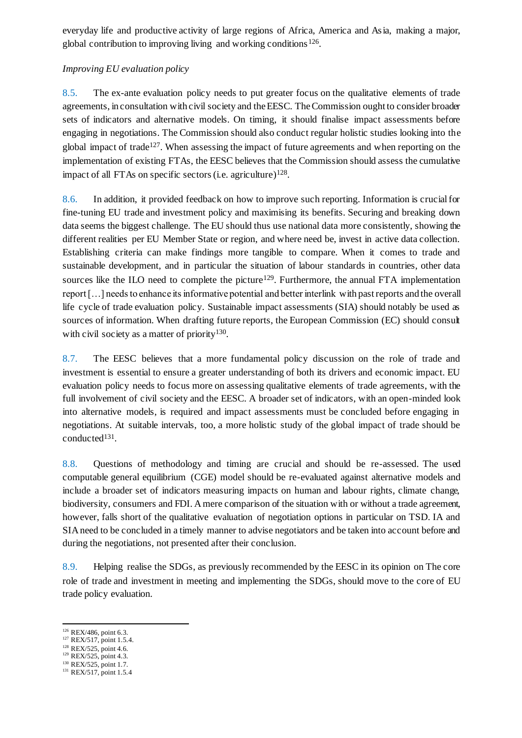everyday life and productive activity of large regions of Africa, America and Asia, making a major, global contribution to improving living and working conditions[126].

*Improving EU evaluation policy*

8.5. The ex-ante evaluation policy needs to put greater focus on the qualitative elements of trade agreements, in consultation with civil society and the EESC. The Commission ought to consider broader sets of indicators and alternative models. On timing, it should finalise impact assessments before engaging in negotiations. The Commission should also conduct regular holistic studies looking into the global impact of trade[127]. When assessing the impact of future agreements and when reporting on the implementation of existing FTAs, the EESC believes that the Commission should assess the cumulative impact of all FTAs on specific sectors (i.e. agriculture)[128].

8.6. In addition, it provided feedback on how to improve such reporting. Information is crucial for fine-tuning EU trade and investment policy and maximising its benefits. Securing and breaking down data seems the biggest challenge. The EU should thus use national data more consistently, showing the different realities per EU Member State or region, and where need be, invest in active data collection. Establishing criteria can make findings more tangible to compare. When it comes to trade and sustainable development, and in particular the situation of labour standards in countries, other data sources like the ILO need to complete the picture[129]. Furthermore, the annual FTA implementation report [...] needs to enhance its informative potential and better interlink with past reports and the overall life cycle of trade evaluation policy. Sustainable impact assessments (SIA) should notably be used as sources of information. When drafting future reports, the European Commission (EC) should consult with civil society as a matter of priority[130].

8.7. The EESC believes that a more fundamental policy discussion on the role of trade and investment is essential to ensure a greater understanding of both its drivers and economic impact. EU evaluation policy needs to focus more on assessing qualitative elements of trade agreements, with the full involvement of civil society and the EESC. A broader set of indicators, with an open-minded look into alternative models, is required and impact assessments must be concluded before engaging in negotiations. At suitable intervals, too, a more holistic study of the global impact of trade should be conducted[131].

8.8. Questions of methodology and timing are crucial and should be re-assessed. The used computable general equilibrium (CGE) model should be re-evaluated against alternative models and include a broader set of indicators measuring impacts on human and labour rights, climate change, biodiversity, consumers and FDI. A mere comparison of the situation with or without a trade agreement, however, falls short of the qualitative evaluation of negotiation options in particular on TSD. IA and SIA need to be concluded in a timely manner to advise negotiators and be taken into account before and during the negotiations, not presented after their conclusion.

8.9. Helping realise the SDGs, as previously recommended by the EESC in its opinion on The core role of trade and investment in meeting and implementing the SDGs, should move to the core of EU trade policy evaluation.

---

[126] REX/486, point 6.3.
[127] REX/517, point 1.5.4.
[128] REX/525, point 4.6.
[129] REX/525, point 4.3.
[130] REX/525, point 1.7.
[131] REX/517, point 1.5.4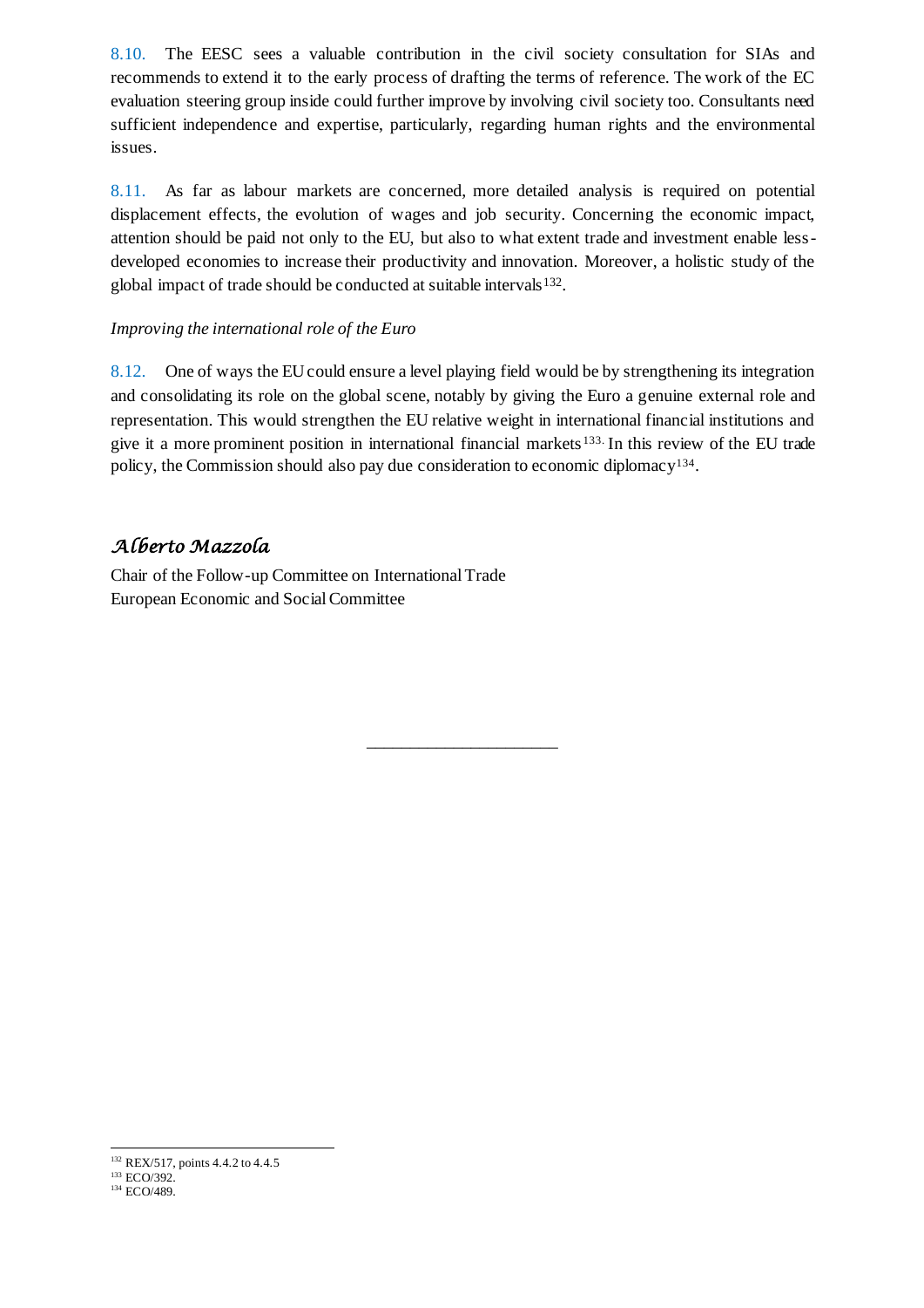8.10. The EESC sees a valuable contribution in the civil society consultation for SIAs and recommends to extend it to the early process of drafting the terms of reference. The work of the EC evaluation steering group inside could further improve by involving civil society too. Consultants need sufficient independence and expertise, particularly, regarding human rights and the environmental issues.

8.11. As far as labour markets are concerned, more detailed analysis is required on potential displacement effects, the evolution of wages and job security. Concerning the economic impact, attention should be paid not only to the EU, but also to what extent trade and investment enable less-developed economies to increase their productivity and innovation. Moreover, a holistic study of the global impact of trade should be conducted at suitable intervals[132].

*Improving the international role of the Euro*

8.12. One of ways the EU could ensure a level playing field would be by strengthening its integration and consolidating its role on the global scene, notably by giving the Euro a genuine external role and representation. This would strengthen the EU relative weight in international financial institutions and give it a more prominent position in international financial markets[133]. In this review of the EU trade policy, the Commission should also pay due consideration to economic diplomacy[134].

*Alberto Mazzola*

Chair of the Follow-up Committee on International Trade
European Economic and Social Committee

_____________

[132] REX/517, points 4.4.2 to 4.4.5

[133] ECO/392.

[134] ECO/489.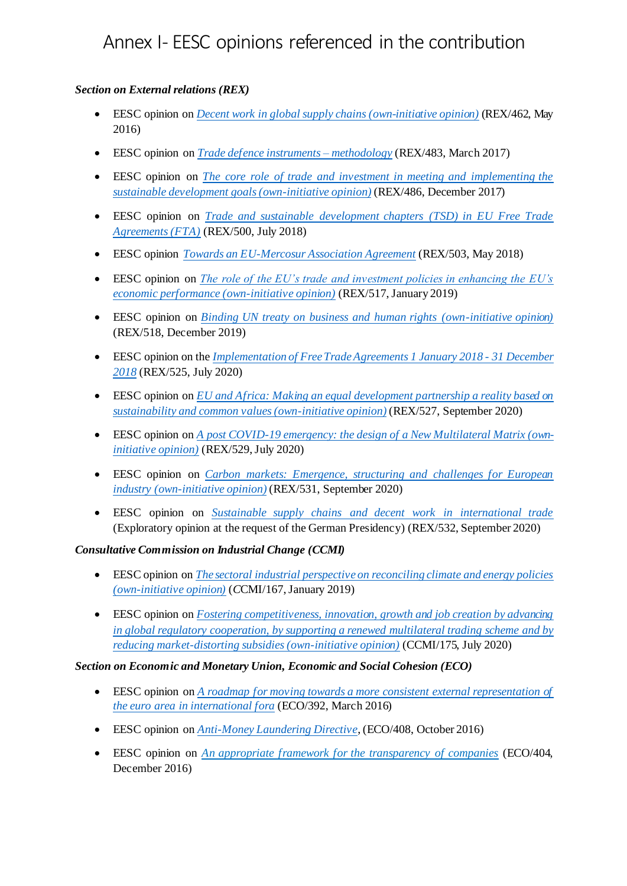# Annex I- EESC opinions referenced in the contribution

***Section on External relations (REX)***

- EESC opinion on *Decent work in global supply chains (own-initiative opinion)* (REX/462, May 2016)
- EESC opinion on *Trade defence instruments – methodology* (REX/483, March 2017)
- EESC opinion on *The core role of trade and investment in meeting and implementing the sustainable development goals (own-initiative opinion)* (REX/486, December 2017)
- EESC opinion on *Trade and sustainable development chapters (TSD) in EU Free Trade Agreements (FTA)* (REX/500, July 2018)
- EESC opinion *Towards an EU-Mercosur Association Agreement* (REX/503, May 2018)
- EESC opinion on *The role of the EU's trade and investment policies in enhancing the EU's economic performance (own-initiative opinion)* (REX/517, January 2019)
- EESC opinion on *Binding UN treaty on business and human rights (own-initiative opinion)* (REX/518, December 2019)
- EESC opinion on the *Implementation of Free Trade Agreements 1 January 2018 - 31 December 2018* (REX/525, July 2020)
- EESC opinion on *EU and Africa: Making an equal development partnership a reality based on sustainability and common values (own-initiative opinion)* (REX/527, September 2020)
- EESC opinion on *A post COVID-19 emergency: the design of a New Multilateral Matrix (own-initiative opinion)* (REX/529, July 2020)
- EESC opinion on *Carbon markets: Emergence, structuring and challenges for European industry (own-initiative opinion)* (REX/531, September 2020)
- EESC opinion on *Sustainable supply chains and decent work in international trade* (Exploratory opinion at the request of the German Presidency) (REX/532, September 2020)

***Consultative Commission on Industrial Change (CCMI)***

- EESC opinion on *The sectoral industrial perspective on reconciling climate and energy policies (own-initiative opinion)* (CCMI/167, January 2019)
- EESC opinion on *Fostering competitiveness, innovation, growth and job creation by advancing in global regulatory cooperation, by supporting a renewed multilateral trading scheme and by reducing market-distorting subsidies (own-initiative opinion)* (CCMI/175, July 2020)

***Section on Economic and Monetary Union, Economic and Social Cohesion (ECO)***

- EESC opinion on *A roadmap for moving towards a more consistent external representation of the euro area in international fora* (ECO/392, March 2016)
- EESC opinion on *Anti-Money Laundering Directive*, (ECO/408, October 2016)
- EESC opinion on *An appropriate framework for the transparency of companies* (ECO/404, December 2016)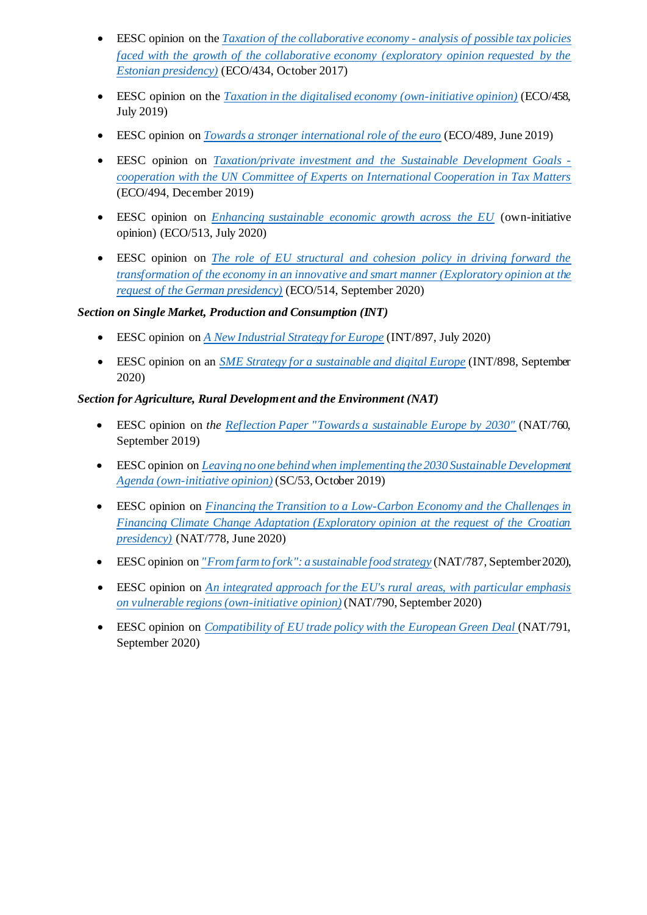- EESC opinion on the *Taxation of the collaborative economy - analysis of possible tax policies faced with the growth of the collaborative economy (exploratory opinion requested by the Estonian presidency)* (ECO/434, October 2017)

- EESC opinion on the *Taxation in the digitalised economy (own-initiative opinion)* (ECO/458, July 2019)

- EESC opinion on *Towards a stronger international role of the euro* (ECO/489, June 2019)

- EESC opinion on *Taxation/private investment and the Sustainable Development Goals - cooperation with the UN Committee of Experts on International Cooperation in Tax Matters* (ECO/494, December 2019)

- EESC opinion on *Enhancing sustainable economic growth across the EU* (own-initiative opinion) (ECO/513, July 2020)

- EESC opinion on *The role of EU structural and cohesion policy in driving forward the transformation of the economy in an innovative and smart manner (Exploratory opinion at the request of the German presidency)* (ECO/514, September 2020)

***Section on Single Market, Production and Consumption (INT)***

- EESC opinion on *A New Industrial Strategy for Europe* (INT/897, July 2020)

- EESC opinion on an *SME Strategy for a sustainable and digital Europe* (INT/898, September 2020)

***Section for Agriculture, Rural Development and the Environment (NAT)***

- EESC opinion on *the Reflection Paper "Towards a sustainable Europe by 2030"* (NAT/760, September 2019)

- EESC opinion on *Leaving no one behind when implementing the 2030 Sustainable Development Agenda (own-initiative opinion)* (SC/53, October 2019)

- EESC opinion on *Financing the Transition to a Low-Carbon Economy and the Challenges in Financing Climate Change Adaptation (Exploratory opinion at the request of the Croatian presidency)* (NAT/778, June 2020)

- EESC opinion on *"From farm to fork": a sustainable food strategy* (NAT/787, September 2020),

- EESC opinion on *An integrated approach for the EU's rural areas, with particular emphasis on vulnerable regions (own-initiative opinion)* (NAT/790, September 2020)

- EESC opinion on *Compatibility of EU trade policy with the European Green Deal* (NAT/791, September 2020)